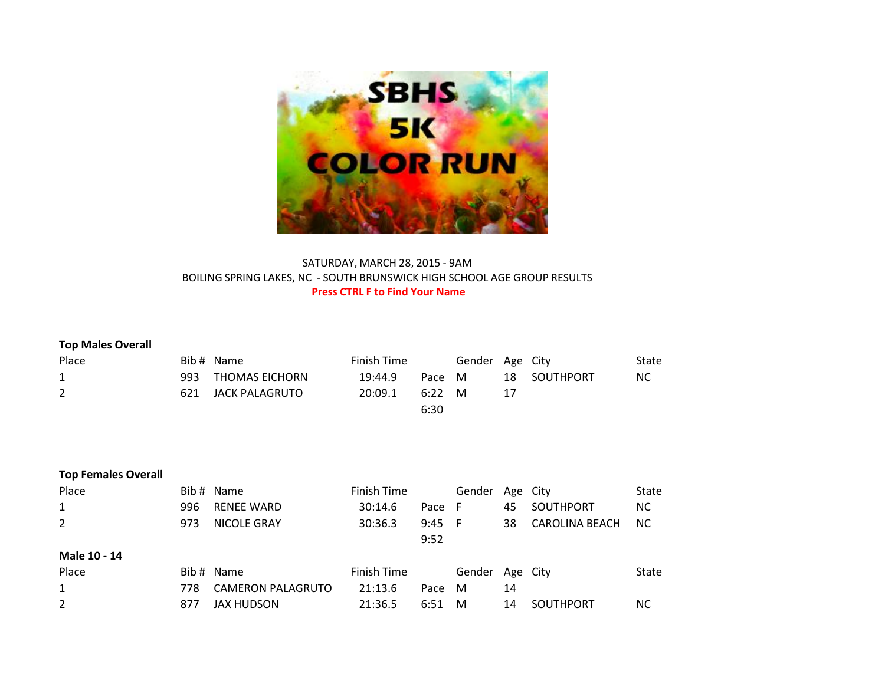SATURDAY, MARCH 28, 2015 - 9AM

BOILING SPRING LAKES, NC - SOUTH BRUNSWICK HIGH SCHOOL AGE GROUP RESULTS

**Press CTRL F to Find Your Name**

**Top Males Overall**

| Place | Bib # | Name | Finish Time | | Gender | Age | City | State |
|---|---|---|---|---|---|---|---|---|
| 1 | 993 | THOMAS EICHORN | 19:44.9 | Pace | M | 18 | SOUTHPORT | NC |
| 2 | 621 | JACK PALAGRUTO | 20:09.1 | 6:22 | M | 17 | | |
| | | | | 6:30 | | | | |

**Top Females Overall**

| Place | Bib # | Name | Finish Time | | Gender | Age | City | State |
|---|---|---|---|---|---|---|---|---|
| 1 | 996 | RENEE WARD | 30:14.6 | Pace | F | 45 | SOUTHPORT | NC |
| 2 | 973 | NICOLE GRAY | 30:36.3 | 9:45 | F | 38 | CAROLINA BEACH | NC |
| | | | | 9:52 | | | | |

**Male 10 - 14**

| Place | Bib # | Name | Finish Time | | Gender | Age | City | State |
|---|---|---|---|---|---|---|---|---|
| 1 | 778 | CAMERON PALAGRUTO | 21:13.6 | Pace | M | 14 | | |
| 2 | 877 | JAX HUDSON | 21:36.5 | 6:51 | M | 14 | SOUTHPORT | NC |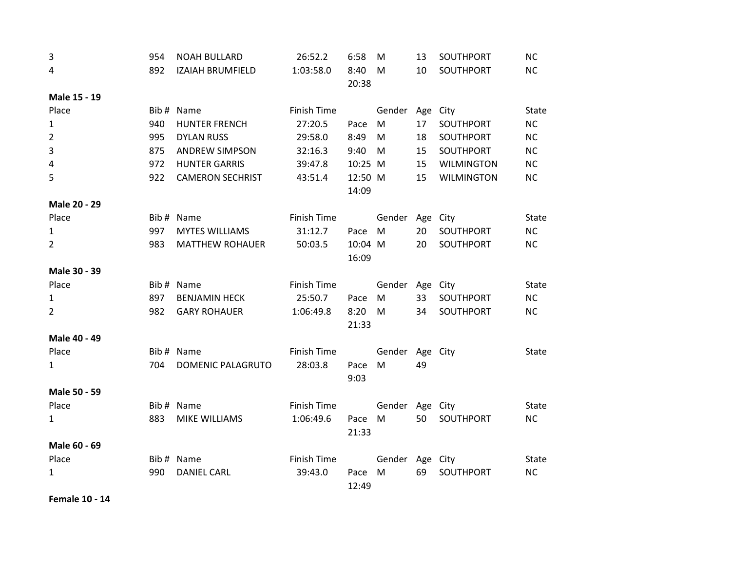| 3 | 954 | NOAH BULLARD | 26:52.2 | 6:58 | M | 13 | SOUTHPORT | NC |
|---|---|---|---|---|---|---|---|---|
| 4 | 892 | IZAIAH BRUMFIELD | 1:03:58.0 | 8:40 | M | 10 | SOUTHPORT | NC |
| | | | | 20:38 | | | | |

**Male 15 - 19**

| Place | Bib # | Name | Finish Time | | Gender | Age | City | State |
|---|---|---|---|---|---|---|---|---|
| 1 | 940 | HUNTER FRENCH | 27:20.5 | Pace | M | 17 | SOUTHPORT | NC |
| 2 | 995 | DYLAN RUSS | 29:58.0 | 8:49 | M | 18 | SOUTHPORT | NC |
| 3 | 875 | ANDREW SIMPSON | 32:16.3 | 9:40 | M | 15 | SOUTHPORT | NC |
| 4 | 972 | HUNTER GARRIS | 39:47.8 | 10:25 | M | 15 | WILMINGTON | NC |
| 5 | 922 | CAMERON SECHRIST | 43:51.4 | 12:50 | M | 15 | WILMINGTON | NC |
| | | | | 14:09 | | | | |

**Male 20 - 29**

| Place | Bib # | Name | Finish Time | | Gender | Age | City | State |
|---|---|---|---|---|---|---|---|---|
| 1 | 997 | MYTES WILLIAMS | 31:12.7 | Pace | M | 20 | SOUTHPORT | NC |
| 2 | 983 | MATTHEW ROHAUER | 50:03.5 | 10:04 | M | 20 | SOUTHPORT | NC |
| | | | | 16:09 | | | | |

**Male 30 - 39**

| Place | Bib # | Name | Finish Time | | Gender | Age | City | State |
|---|---|---|---|---|---|---|---|---|
| 1 | 897 | BENJAMIN HECK | 25:50.7 | Pace | M | 33 | SOUTHPORT | NC |
| 2 | 982 | GARY ROHAUER | 1:06:49.8 | 8:20 | M | 34 | SOUTHPORT | NC |
| | | | | 21:33 | | | | |

**Male 40 - 49**

| Place | Bib # | Name | Finish Time | | Gender | Age | City | State |
|---|---|---|---|---|---|---|---|---|
| 1 | 704 | DOMENIC PALAGRUTO | 28:03.8 | Pace | M | 49 | | |
| | | | | 9:03 | | | | |

**Male 50 - 59**

| Place | Bib # | Name | Finish Time | | Gender | Age | City | State |
|---|---|---|---|---|---|---|---|---|
| 1 | 883 | MIKE WILLIAMS | 1:06:49.6 | Pace | M | 50 | SOUTHPORT | NC |
| | | | | 21:33 | | | | |

**Male 60 - 69**

| Place | Bib # | Name | Finish Time | | Gender | Age | City | State |
|---|---|---|---|---|---|---|---|---|
| 1 | 990 | DANIEL CARL | 39:43.0 | Pace | M | 69 | SOUTHPORT | NC |
| | | | | 12:49 | | | | |

**Female 10 - 14**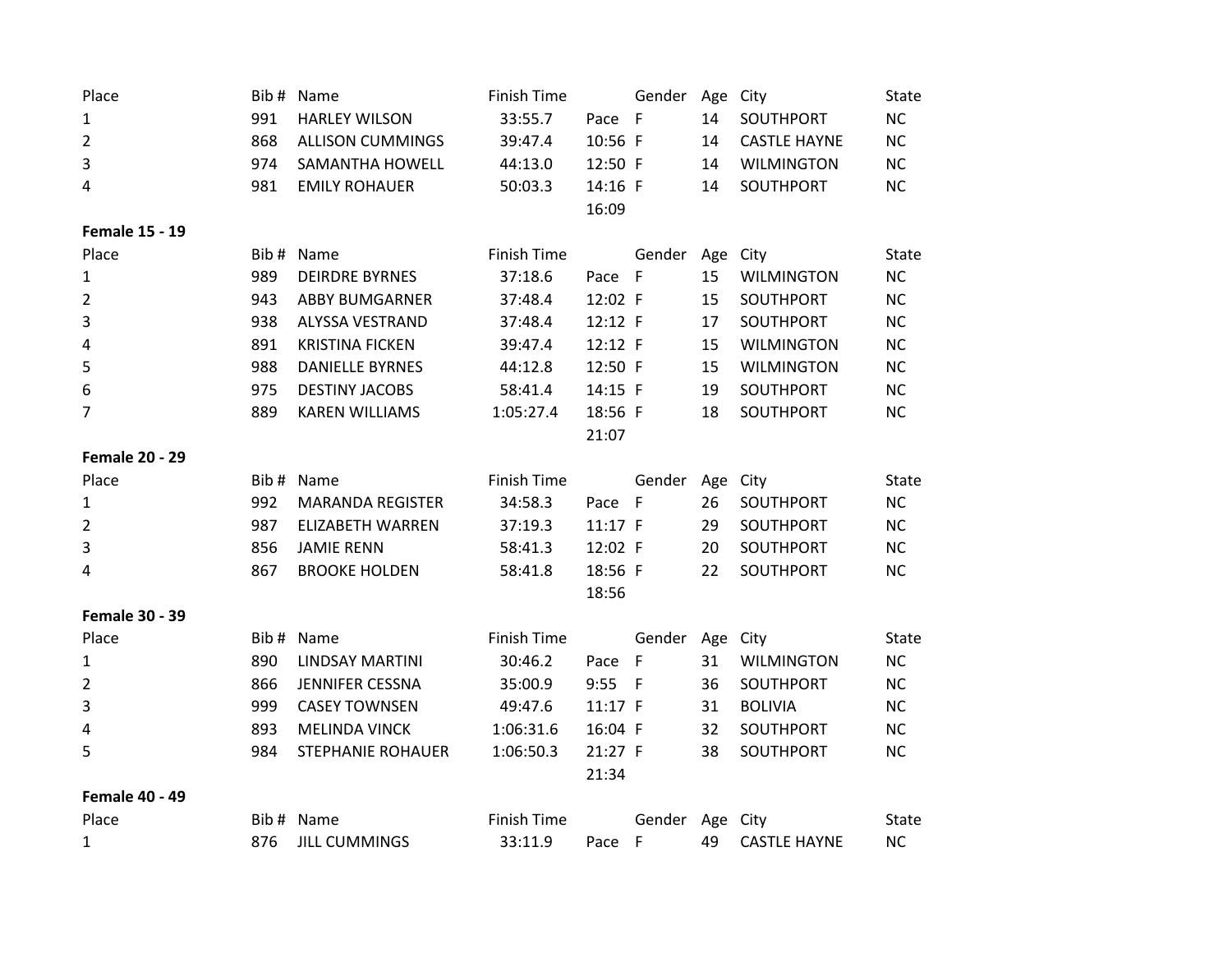| Place | Bib # | Name | Finish Time | | Gender | Age | City | State |
|---|---|---|---|---|---|---|---|---|
| 1 | 991 | HARLEY WILSON | 33:55.7 | Pace | F | 14 | SOUTHPORT | NC |
| 2 | 868 | ALLISON CUMMINGS | 39:47.4 | 10:56 | F | 14 | CASTLE HAYNE | NC |
| 3 | 974 | SAMANTHA HOWELL | 44:13.0 | 12:50 | F | 14 | WILMINGTON | NC |
| 4 | 981 | EMILY ROHAUER | 50:03.3 | 14:16 | F | 14 | SOUTHPORT | NC |
| | | | | 16:09 | | | | |

**Female 15 - 19**

| Place | Bib # | Name | Finish Time | | Gender | Age | City | State |
|---|---|---|---|---|---|---|---|---|
| 1 | 989 | DEIRDRE BYRNES | 37:18.6 | Pace | F | 15 | WILMINGTON | NC |
| 2 | 943 | ABBY BUMGARNER | 37:48.4 | 12:02 | F | 15 | SOUTHPORT | NC |
| 3 | 938 | ALYSSA VESTRAND | 37:48.4 | 12:12 | F | 17 | SOUTHPORT | NC |
| 4 | 891 | KRISTINA FICKEN | 39:47.4 | 12:12 | F | 15 | WILMINGTON | NC |
| 5 | 988 | DANIELLE BYRNES | 44:12.8 | 12:50 | F | 15 | WILMINGTON | NC |
| 6 | 975 | DESTINY JACOBS | 58:41.4 | 14:15 | F | 19 | SOUTHPORT | NC |
| 7 | 889 | KAREN WILLIAMS | 1:05:27.4 | 18:56 | F | 18 | SOUTHPORT | NC |
| | | | | 21:07 | | | | |

**Female 20 - 29**

| Place | Bib # | Name | Finish Time | | Gender | Age | City | State |
|---|---|---|---|---|---|---|---|---|
| 1 | 992 | MARANDA REGISTER | 34:58.3 | Pace | F | 26 | SOUTHPORT | NC |
| 2 | 987 | ELIZABETH WARREN | 37:19.3 | 11:17 | F | 29 | SOUTHPORT | NC |
| 3 | 856 | JAMIE RENN | 58:41.3 | 12:02 | F | 20 | SOUTHPORT | NC |
| 4 | 867 | BROOKE HOLDEN | 58:41.8 | 18:56 | F | 22 | SOUTHPORT | NC |
| | | | | 18:56 | | | | |

**Female 30 - 39**

| Place | Bib # | Name | Finish Time | | Gender | Age | City | State |
|---|---|---|---|---|---|---|---|---|
| 1 | 890 | LINDSAY MARTINI | 30:46.2 | Pace | F | 31 | WILMINGTON | NC |
| 2 | 866 | JENNIFER CESSNA | 35:00.9 | 9:55 | F | 36 | SOUTHPORT | NC |
| 3 | 999 | CASEY TOWNSEN | 49:47.6 | 11:17 | F | 31 | BOLIVIA | NC |
| 4 | 893 | MELINDA VINCK | 1:06:31.6 | 16:04 | F | 32 | SOUTHPORT | NC |
| 5 | 984 | STEPHANIE ROHAUER | 1:06:50.3 | 21:27 | F | 38 | SOUTHPORT | NC |
| | | | | 21:34 | | | | |

**Female 40 - 49**

| Place | Bib # | Name | Finish Time | | Gender | Age | City | State |
|---|---|---|---|---|---|---|---|---|
| 1 | 876 | JILL CUMMINGS | 33:11.9 | Pace | F | 49 | CASTLE HAYNE | NC |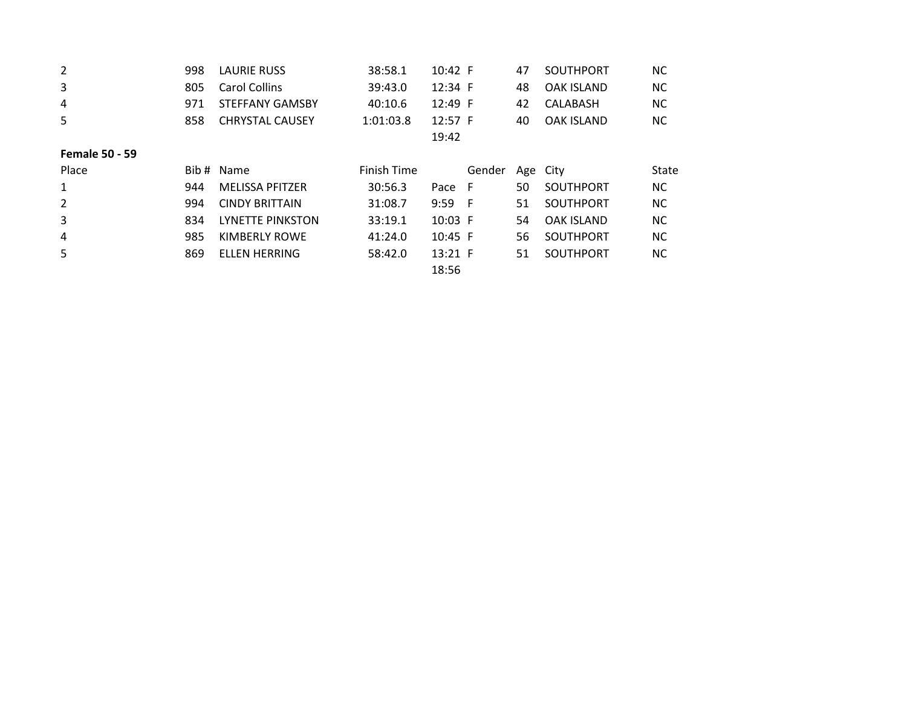| | | | | | | | | |
|---|---|---|---|---|---|---|---|---|
| 2 | 998 | LAURIE RUSS | 38:58.1 | 10:42 | F | 47 | SOUTHPORT | NC |
| 3 | 805 | Carol Collins | 39:43.0 | 12:34 | F | 48 | OAK ISLAND | NC |
| 4 | 971 | STEFFANY GAMSBY | 40:10.6 | 12:49 | F | 42 | CALABASH | NC |
| 5 | 858 | CHRYSTAL CAUSEY | 1:01:03.8 | 12:57 | F | 40 | OAK ISLAND | NC |
| | | | | 19:42 | | | | |

**Female 50 - 59**

| Place | Bib # | Name | Finish Time | | Gender | Age | City | State |
|---|---|---|---|---|---|---|---|---|
| 1 | 944 | MELISSA PFITZER | 30:56.3 | Pace | F | 50 | SOUTHPORT | NC |
| 2 | 994 | CINDY BRITTAIN | 31:08.7 | 9:59 | F | 51 | SOUTHPORT | NC |
| 3 | 834 | LYNETTE PINKSTON | 33:19.1 | 10:03 | F | 54 | OAK ISLAND | NC |
| 4 | 985 | KIMBERLY ROWE | 41:24.0 | 10:45 | F | 56 | SOUTHPORT | NC |
| 5 | 869 | ELLEN HERRING | 58:42.0 | 13:21 | F | 51 | SOUTHPORT | NC |
| | | | | 18:56 | | | | |